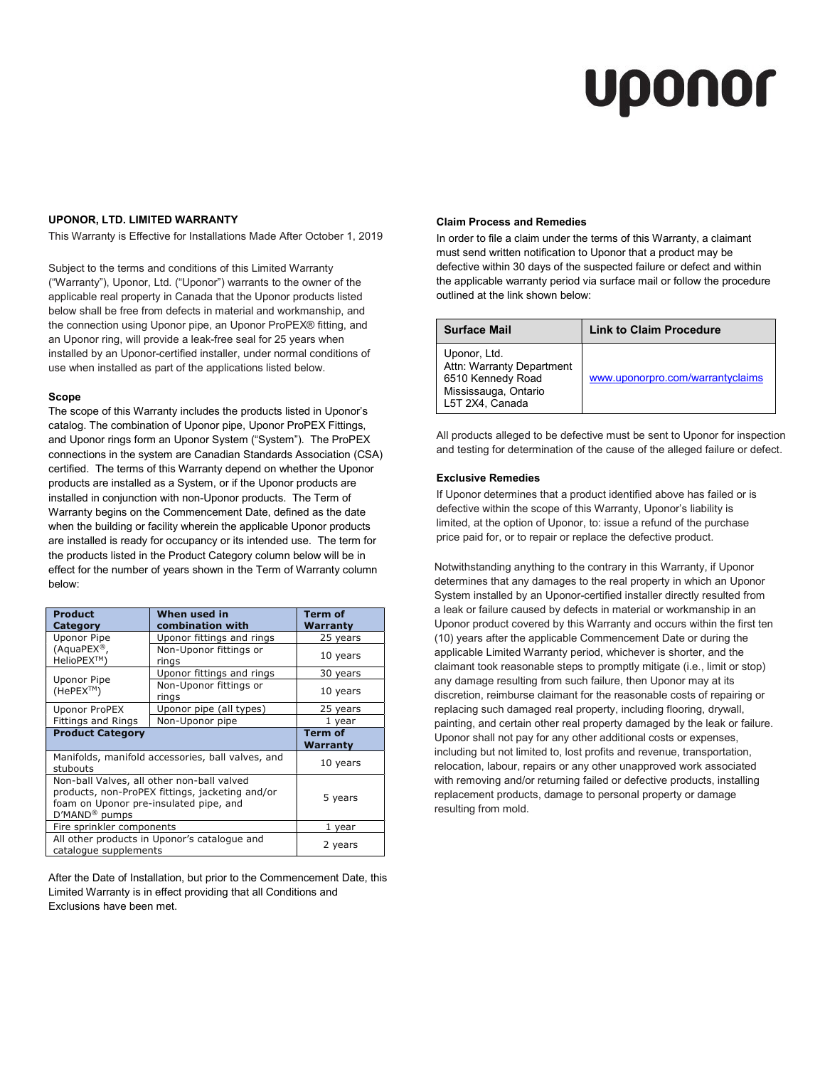uponor

## UPONOR, LTD. LIMITED WARRANTY

This Warranty is Effective for Installations Made After October 1, 2019

Subject to the terms and conditions of this Limited Warranty ("Warranty"), Uponor, Ltd. ("Uponor") warrants to the owner of the applicable real property in Canada that the Uponor products listed below shall be free from defects in material and workmanship, and the connection using Uponor pipe, an Uponor ProPEX® fitting, and an Uponor ring, will provide a leak-free seal for 25 years when installed by an Uponor-certified installer, under normal conditions of use when installed as part of the applications listed below.

### Scope

The scope of this Warranty includes the products listed in Uponor's catalog. The combination of Uponor pipe, Uponor ProPEX Fittings, and Uponor rings form an Uponor System ("System"). The ProPEX connections in the system are Canadian Standards Association (CSA) certified. The terms of this Warranty depend on whether the Uponor products are installed as a System, or if the Uponor products are installed in conjunction with non-Uponor products. The Term of Warranty begins on the Commencement Date, defined as the date when the building or facility wherein the applicable Uponor products are installed is ready for occupancy or its intended use. The term for the products listed in the Product Category column below will be in effect for the number of years shown in the Term of Warranty column below:

| Product Category | When used in combination with | Term of Warranty |
|---|---|---|
| Uponor Pipe (AquaPEX®, HelioPEX™) | Uponor fittings and rings | 25 years |
| | Non-Uponor fittings or rings | 10 years |
| Uponor Pipe (HePEX™) | Uponor fittings and rings | 30 years |
| | Non-Uponor fittings or rings | 10 years |
| Uponor ProPEX Fittings and Rings | Uponor pipe (all types) | 25 years |
| | Non-Uponor pipe | 1 year |
| **Product Category** | | **Term of Warranty** |
| Manifolds, manifold accessories, ball valves, and stubouts | | 10 years |
| Non-ball Valves, all other non-ball valved products, non-ProPEX fittings, jacketing and/or foam on Uponor pre-insulated pipe, and D'MAND® pumps | | 5 years |
| Fire sprinkler components | | 1 year |
| All other products in Uponor's catalogue and catalogue supplements | | 2 years |

After the Date of Installation, but prior to the Commencement Date, this Limited Warranty is in effect providing that all Conditions and Exclusions have been met.

### Claim Process and Remedies

In order to file a claim under the terms of this Warranty, a claimant must send written notification to Uponor that a product may be defective within 30 days of the suspected failure or defect and within the applicable warranty period via surface mail or follow the procedure outlined at the link shown below:

| Surface Mail | Link to Claim Procedure |
|---|---|
| Uponor, Ltd.<br>Attn: Warranty Department<br>6510 Kennedy Road<br>Mississauga, Ontario<br>L5T 2X4, Canada | www.uponorpro.com/warrantyclaims |

All products alleged to be defective must be sent to Uponor for inspection and testing for determination of the cause of the alleged failure or defect.

### Exclusive Remedies

If Uponor determines that a product identified above has failed or is defective within the scope of this Warranty, Uponor's liability is limited, at the option of Uponor, to: issue a refund of the purchase price paid for, or to repair or replace the defective product.

Notwithstanding anything to the contrary in this Warranty, if Uponor determines that any damages to the real property in which an Uponor System installed by an Uponor-certified installer directly resulted from a leak or failure caused by defects in material or workmanship in an Uponor product covered by this Warranty and occurs within the first ten (10) years after the applicable Commencement Date or during the applicable Limited Warranty period, whichever is shorter, and the claimant took reasonable steps to promptly mitigate (i.e., limit or stop) any damage resulting from such failure, then Uponor may at its discretion, reimburse claimant for the reasonable costs of repairing or replacing such damaged real property, including flooring, drywall, painting, and certain other real property damaged by the leak or failure. Uponor shall not pay for any other additional costs or expenses, including but not limited to, lost profits and revenue, transportation, relocation, labour, repairs or any other unapproved work associated with removing and/or returning failed or defective products, installing replacement products, damage to personal property or damage resulting from mold.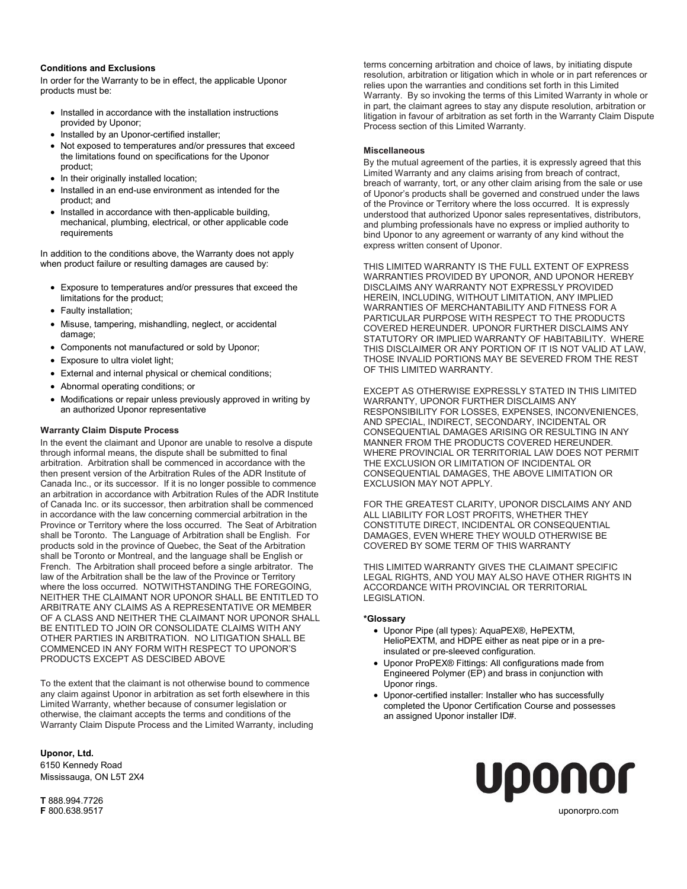**Conditions and Exclusions**

In order for the Warranty to be in effect, the applicable Uponor products must be:

- Installed in accordance with the installation instructions provided by Uponor;
- Installed by an Uponor-certified installer;
- Not exposed to temperatures and/or pressures that exceed the limitations found on specifications for the Uponor product;
- In their originally installed location;
- Installed in an end-use environment as intended for the product; and
- Installed in accordance with then-applicable building, mechanical, plumbing, electrical, or other applicable code requirements

In addition to the conditions above, the Warranty does not apply when product failure or resulting damages are caused by:

- Exposure to temperatures and/or pressures that exceed the limitations for the product;
- Faulty installation;
- Misuse, tampering, mishandling, neglect, or accidental damage;
- Components not manufactured or sold by Uponor;
- Exposure to ultra violet light;
- External and internal physical or chemical conditions;
- Abnormal operating conditions; or
- Modifications or repair unless previously approved in writing by an authorized Uponor representative

**Warranty Claim Dispute Process**

In the event the claimant and Uponor are unable to resolve a dispute through informal means, the dispute shall be submitted to final arbitration. Arbitration shall be commenced in accordance with the then present version of the Arbitration Rules of the ADR Institute of Canada Inc., or its successor. If it is no longer possible to commence an arbitration in accordance with Arbitration Rules of the ADR Institute of Canada Inc. or its successor, then arbitration shall be commenced in accordance with the law concerning commercial arbitration in the Province or Territory where the loss occurred. The Seat of Arbitration shall be Toronto. The Language of Arbitration shall be English. For products sold in the province of Quebec, the Seat of the Arbitration shall be Toronto or Montreal, and the language shall be English or French. The Arbitration shall proceed before a single arbitrator. The law of the Arbitration shall be the law of the Province or Territory where the loss occurred. NOTWITHSTANDING THE FOREGOING, NEITHER THE CLAIMANT NOR UPONOR SHALL BE ENTITLED TO ARBITRATE ANY CLAIMS AS A REPRESENTATIVE OR MEMBER OF A CLASS AND NEITHER THE CLAIMANT NOR UPONOR SHALL BE ENTITLED TO JOIN OR CONSOLIDATE CLAIMS WITH ANY OTHER PARTIES IN ARBITRATION. NO LITIGATION SHALL BE COMMENCED IN ANY FORM WITH RESPECT TO UPONOR'S PRODUCTS EXCEPT AS DESCIBED ABOVE

To the extent that the claimant is not otherwise bound to commence any claim against Uponor in arbitration as set forth elsewhere in this Limited Warranty, whether because of consumer legislation or otherwise, the claimant accepts the terms and conditions of the Warranty Claim Dispute Process and the Limited Warranty, including terms concerning arbitration and choice of laws, by initiating dispute resolution, arbitration or litigation which in whole or in part references or relies upon the warranties and conditions set forth in this Limited Warranty. By so invoking the terms of this Limited Warranty in whole or in part, the claimant agrees to stay any dispute resolution, arbitration or litigation in favour of arbitration as set forth in the Warranty Claim Dispute Process section of this Limited Warranty.

**Miscellaneous**

By the mutual agreement of the parties, it is expressly agreed that this Limited Warranty and any claims arising from breach of contract, breach of warranty, tort, or any other claim arising from the sale or use of Uponor's products shall be governed and construed under the laws of the Province or Territory where the loss occurred. It is expressly understood that authorized Uponor sales representatives, distributors, and plumbing professionals have no express or implied authority to bind Uponor to any agreement or warranty of any kind without the express written consent of Uponor.

THIS LIMITED WARRANTY IS THE FULL EXTENT OF EXPRESS WARRANTIES PROVIDED BY UPONOR, AND UPONOR HEREBY DISCLAIMS ANY WARRANTY NOT EXPRESSLY PROVIDED HEREIN, INCLUDING, WITHOUT LIMITATION, ANY IMPLIED WARRANTIES OF MERCHANTABILITY AND FITNESS FOR A PARTICULAR PURPOSE WITH RESPECT TO THE PRODUCTS COVERED HEREUNDER. UPONOR FURTHER DISCLAIMS ANY STATUTORY OR IMPLIED WARRANTY OF HABITABILITY. WHERE THIS DISCLAIMER OR ANY PORTION OF IT IS NOT VALID AT LAW, THOSE INVALID PORTIONS MAY BE SEVERED FROM THE REST OF THIS LIMITED WARRANTY.

EXCEPT AS OTHERWISE EXPRESSLY STATED IN THIS LIMITED WARRANTY, UPONOR FURTHER DISCLAIMS ANY RESPONSIBILITY FOR LOSSES, EXPENSES, INCONVENIENCES, AND SPECIAL, INDIRECT, SECONDARY, INCIDENTAL OR CONSEQUENTIAL DAMAGES ARISING OR RESULTING IN ANY MANNER FROM THE PRODUCTS COVERED HEREUNDER. WHERE PROVINCIAL OR TERRITORIAL LAW DOES NOT PERMIT THE EXCLUSION OR LIMITATION OF INCIDENTAL OR CONSEQUENTIAL DAMAGES, THE ABOVE LIMITATION OR EXCLUSION MAY NOT APPLY.

FOR THE GREATEST CLARITY, UPONOR DISCLAIMS ANY AND ALL LIABILITY FOR LOST PROFITS, WHETHER THEY CONSTITUTE DIRECT, INCIDENTAL OR CONSEQUENTIAL DAMAGES, EVEN WHERE THEY WOULD OTHERWISE BE COVERED BY SOME TERM OF THIS WARRANTY

THIS LIMITED WARRANTY GIVES THE CLAIMANT SPECIFIC LEGAL RIGHTS, AND YOU MAY ALSO HAVE OTHER RIGHTS IN ACCORDANCE WITH PROVINCIAL OR TERRITORIAL LEGISLATION.

**\*Glossary**

- Uponor Pipe (all types): AquaPEX®, HePEXTM, HelioPEXTM, and HDPE either as neat pipe or in a pre-insulated or pre-sleeved configuration.
- Uponor ProPEX® Fittings: All configurations made from Engineered Polymer (EP) and brass in conjunction with Uponor rings.
- Uponor-certified installer: Installer who has successfully completed the Uponor Certification Course and possesses an assigned Uponor installer ID#.

**Uponor, Ltd.**
6150 Kennedy Road
Mississauga, ON L5T 2X4

**T** 888.994.7726
**F** 800.638.9517

uponor

uponorpro.com